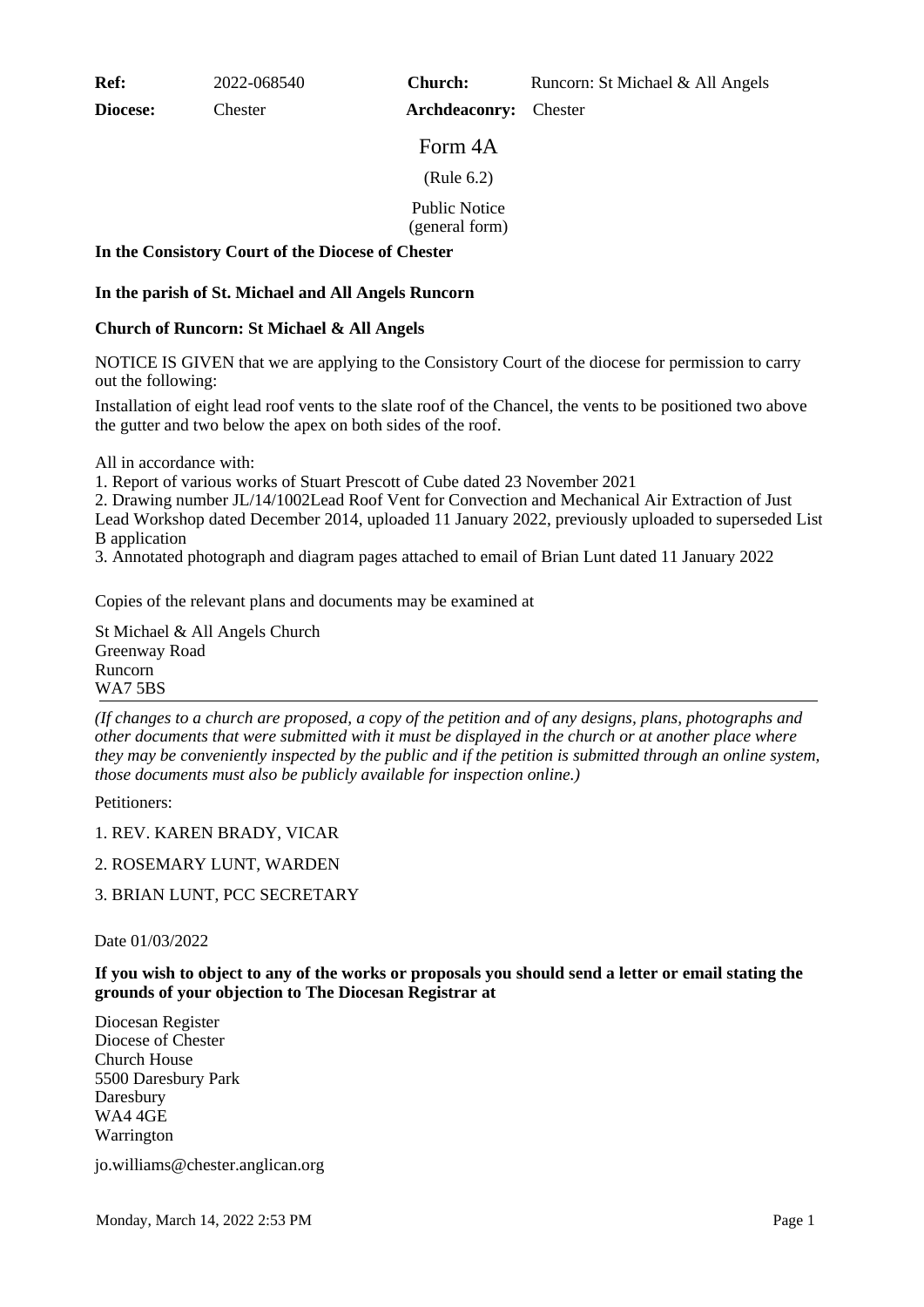| **Ref:** | 2022-068540 | **Church:** | Runcorn: St Michael & All Angels |
|---|---|---|---|
| **Diocese:** | Chester | **Archdeaconry:** | Chester |

# Form 4A

(Rule 6.2)

Public Notice
(general form)

**In the Consistory Court of the Diocese of Chester**

**In the parish of St. Michael and All Angels Runcorn**

**Church of Runcorn: St Michael & All Angels**

NOTICE IS GIVEN that we are applying to the Consistory Court of the diocese for permission to carry out the following:

Installation of eight lead roof vents to the slate roof of the Chancel, the vents to be positioned two above the gutter and two below the apex on both sides of the roof.

All in accordance with:
1. Report of various works of Stuart Prescott of Cube dated 23 November 2021
2. Drawing number JL/14/1002Lead Roof Vent for Convection and Mechanical Air Extraction of Just Lead Workshop dated December 2014, uploaded 11 January 2022, previously uploaded to superseded List B application
3. Annotated photograph and diagram pages attached to email of Brian Lunt dated 11 January 2022

Copies of the relevant plans and documents may be examined at

St Michael & All Angels Church
Greenway Road
Runcorn
WA7 5BS

---

*(If changes to a church are proposed, a copy of the petition and of any designs, plans, photographs and other documents that were submitted with it must be displayed in the church or at another place where they may be conveniently inspected by the public and if the petition is submitted through an online system, those documents must also be publicly available for inspection online.)*

Petitioners:

1. REV. KAREN BRADY, VICAR

2. ROSEMARY LUNT, WARDEN

3. BRIAN LUNT, PCC SECRETARY

Date 01/03/2022

**If you wish to object to any of the works or proposals you should send a letter or email stating the grounds of your objection to The Diocesan Registrar at**

Diocesan Register
Diocese of Chester
Church House
5500 Daresbury Park
Daresbury
WA4 4GE
Warrington

jo.williams@chester.anglican.org

Monday, March 14, 2022 2:53 PM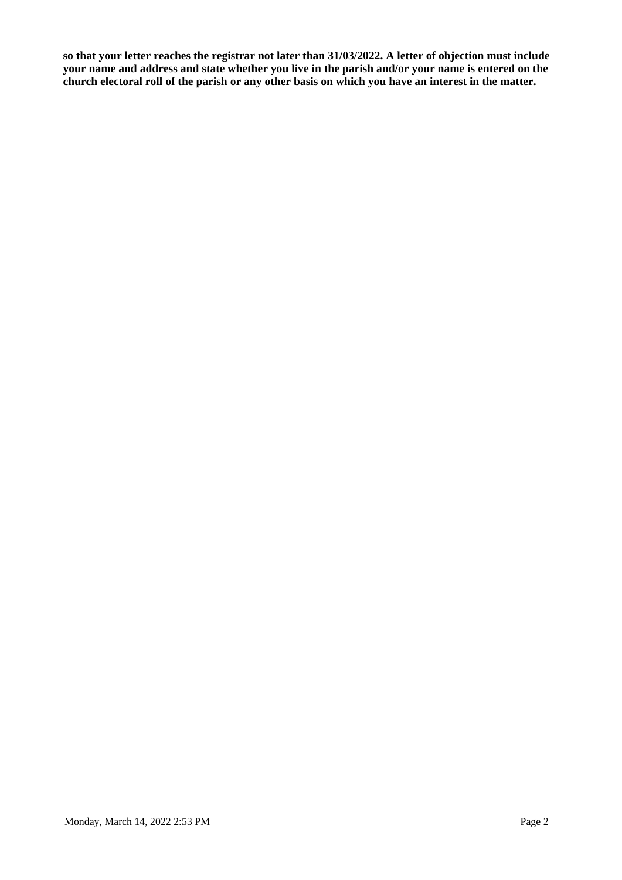**so that your letter reaches the registrar not later than 31/03/2022. A letter of objection must include your name and address and state whether you live in the parish and/or your name is entered on the church electoral roll of the parish or any other basis on which you have an interest in the matter.**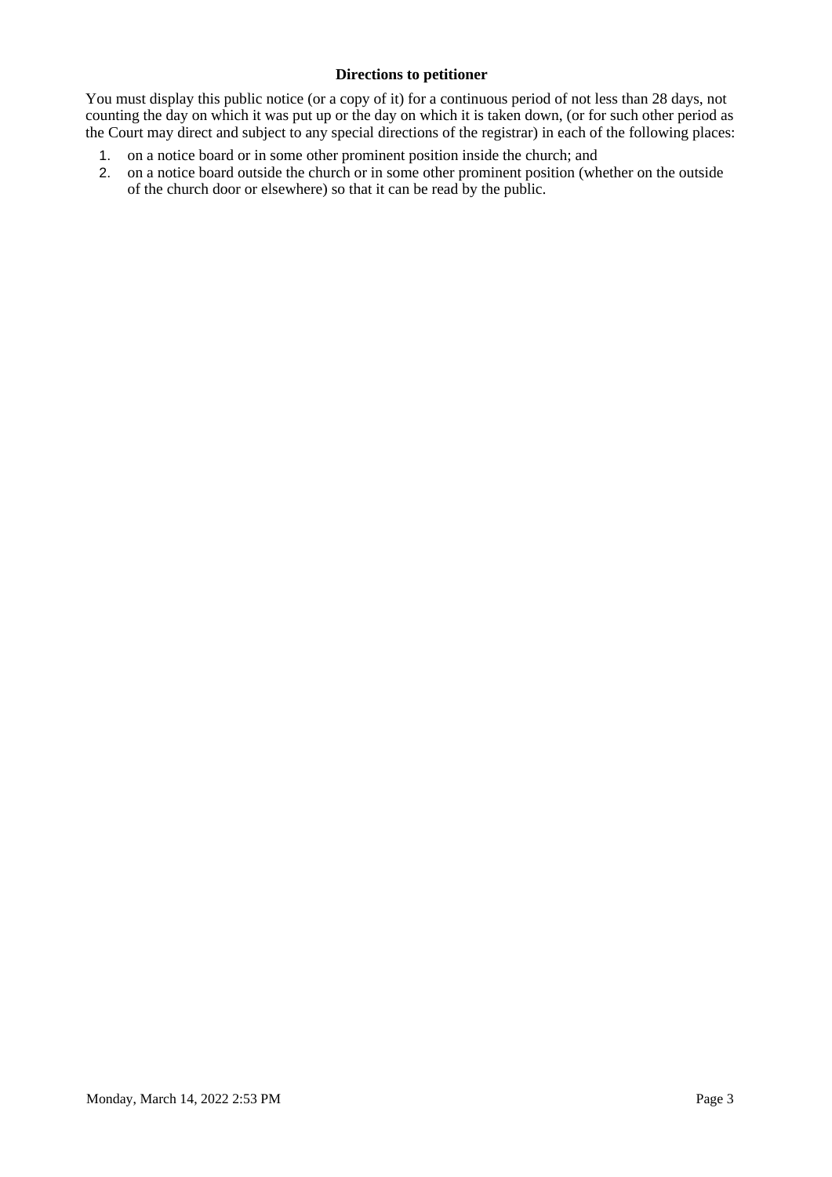**Directions to petitioner**

You must display this public notice (or a copy of it) for a continuous period of not less than 28 days, not counting the day on which it was put up or the day on which it is taken down, (or for such other period as the Court may direct and subject to any special directions of the registrar) in each of the following places:

1. on a notice board or in some other prominent position inside the church; and
2. on a notice board outside the church or in some other prominent position (whether on the outside of the church door or elsewhere) so that it can be read by the public.